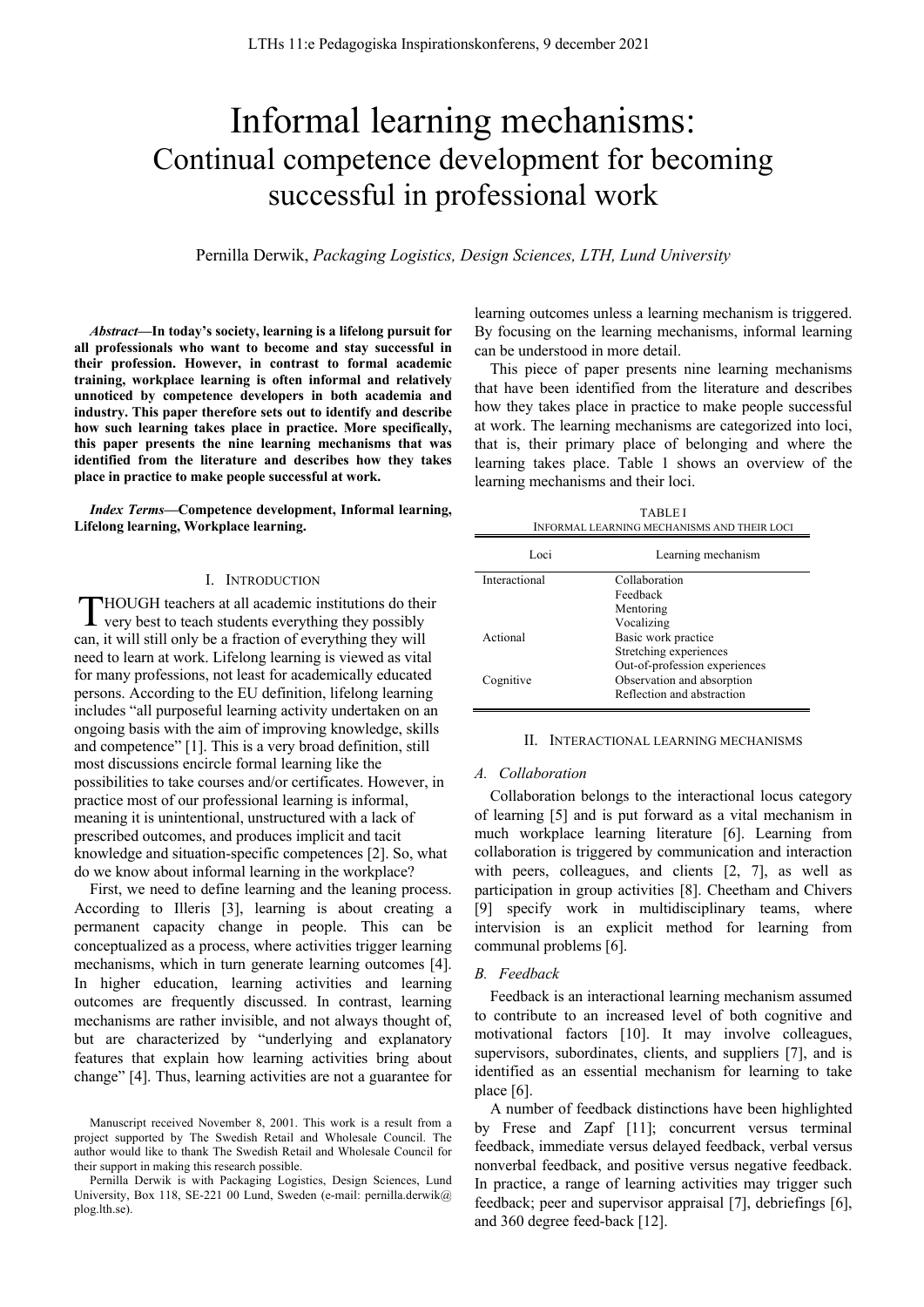# Informal learning mechanisms:
## Continual competence development for becoming successful in professional work

Pernilla Derwik, *Packaging Logistics, Design Sciences, LTH, Lund University*

***Abstract*—In today's society, learning is a lifelong pursuit for all professionals who want to become and stay successful in their profession. However, in contrast to formal academic training, workplace learning is often informal and relatively unnoticed by competence developers in both academia and industry. This paper therefore sets out to identify and describe how such learning takes place in practice. More specifically, this paper presents the nine learning mechanisms that was identified from the literature and describes how they takes place in practice to make people successful at work.**

***Index Terms*—Competence development, Informal learning, Lifelong learning, Workplace learning.**

## I. Introduction

THOUGH teachers at all academic institutions do their very best to teach students everything they possibly can, it will still only be a fraction of everything they will need to learn at work. Lifelong learning is viewed as vital for many professions, not least for academically educated persons. According to the EU definition, lifelong learning includes "all purposeful learning activity undertaken on an ongoing basis with the aim of improving knowledge, skills and competence" [1]. This is a very broad definition, still most discussions encircle formal learning like the possibilities to take courses and/or certificates. However, in practice most of our professional learning is informal, meaning it is unintentional, unstructured with a lack of prescribed outcomes, and produces implicit and tacit knowledge and situation-specific competences [2]. So, what do we know about informal learning in the workplace?

First, we need to define learning and the leaning process. According to Illeris [3], learning is about creating a permanent capacity change in people. This can be conceptualized as a process, where activities trigger learning mechanisms, which in turn generate learning outcomes [4]. In higher education, learning activities and learning outcomes are frequently discussed. In contrast, learning mechanisms are rather invisible, and not always thought of, but are characterized by "underlying and explanatory features that explain how learning activities bring about change" [4]. Thus, learning activities are not a guarantee for learning outcomes unless a learning mechanism is triggered. By focusing on the learning mechanisms, informal learning can be understood in more detail.

This piece of paper presents nine learning mechanisms that have been identified from the literature and describes how they takes place in practice to make people successful at work. The learning mechanisms are categorized into loci, that is, their primary place of belonging and where the learning takes place. Table 1 shows an overview of the learning mechanisms and their loci.

TABLE I
Informal learning mechanisms and their loci

| Loci | Learning mechanism |
|---|---|
| Interactional | Collaboration |
| | Feedback |
| | Mentoring |
| | Vocalizing |
| Actional | Basic work practice |
| | Stretching experiences |
| | Out-of-profession experiences |
| Cognitive | Observation and absorption |
| | Reflection and abstraction |

## II. Interactional learning mechanisms

### A. Collaboration

Collaboration belongs to the interactional locus category of learning [5] and is put forward as a vital mechanism in much workplace learning literature [6]. Learning from collaboration is triggered by communication and interaction with peers, colleagues, and clients [2, 7], as well as participation in group activities [8]. Cheetham and Chivers [9] specify work in multidisciplinary teams, where intervision is an explicit method for learning from communal problems [6].

### B. Feedback

Feedback is an interactional learning mechanism assumed to contribute to an increased level of both cognitive and motivational factors [10]. It may involve colleagues, supervisors, subordinates, clients, and suppliers [7], and is identified as an essential mechanism for learning to take place [6].

A number of feedback distinctions have been highlighted by Frese and Zapf [11]; concurrent versus terminal feedback, immediate versus delayed feedback, verbal versus nonverbal feedback, and positive versus negative feedback. In practice, a range of learning activities may trigger such feedback; peer and supervisor appraisal [7], debriefings [6], and 360 degree feed-back [12].

Manuscript received November 8, 2001. This work is a result from a project supported by The Swedish Retail and Wholesale Council. The author would like to thank The Swedish Retail and Wholesale Council for their support in making this research possible.

Pernilla Derwik is with Packaging Logistics, Design Sciences, Lund University, Box 118, SE-221 00 Lund, Sweden (e-mail: pernilla.derwik@plog.lth.se).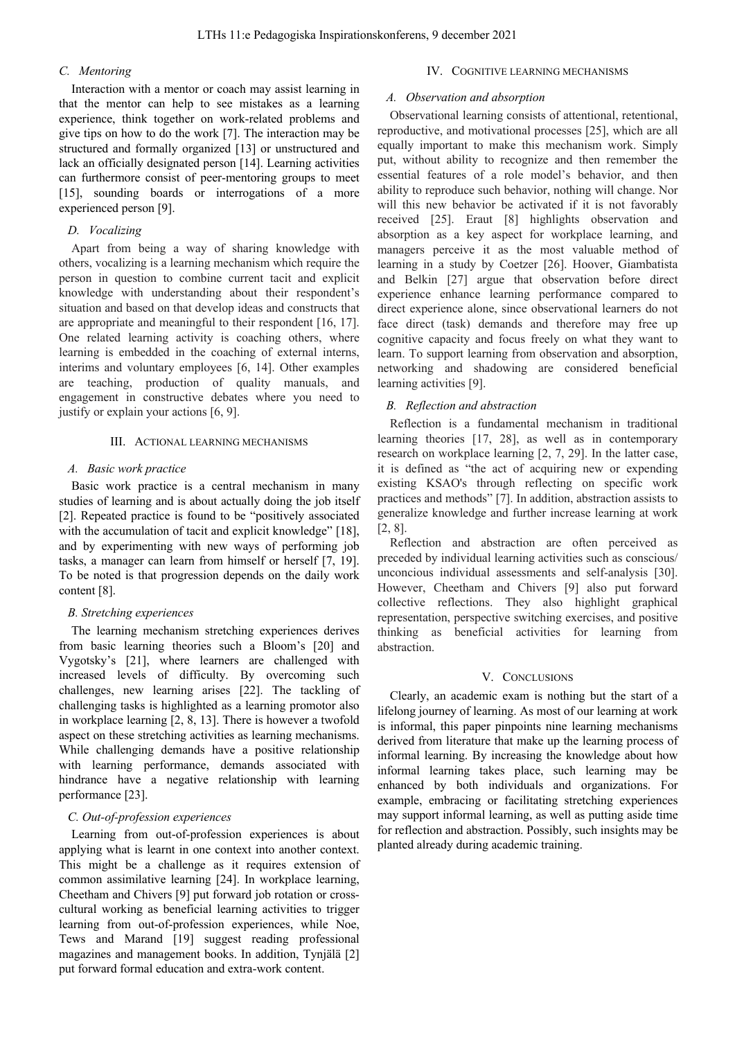### C. Mentoring

Interaction with a mentor or coach may assist learning in that the mentor can help to see mistakes as a learning experience, think together on work-related problems and give tips on how to do the work [7]. The interaction may be structured and formally organized [13] or unstructured and lack an officially designated person [14]. Learning activities can furthermore consist of peer-mentoring groups to meet [15], sounding boards or interrogations of a more experienced person [9].

### D. Vocalizing

Apart from being a way of sharing knowledge with others, vocalizing is a learning mechanism which require the person in question to combine current tacit and explicit knowledge with understanding about their respondent's situation and based on that develop ideas and constructs that are appropriate and meaningful to their respondent [16, 17]. One related learning activity is coaching others, where learning is embedded in the coaching of external interns, interims and voluntary employees [6, 14]. Other examples are teaching, production of quality manuals, and engagement in constructive debates where you need to justify or explain your actions [6, 9].

## III. Actional Learning Mechanisms

### A. Basic work practice

Basic work practice is a central mechanism in many studies of learning and is about actually doing the job itself [2]. Repeated practice is found to be "positively associated with the accumulation of tacit and explicit knowledge" [18], and by experimenting with new ways of performing job tasks, a manager can learn from himself or herself [7, 19]. To be noted is that progression depends on the daily work content [8].

### B. Stretching experiences

The learning mechanism stretching experiences derives from basic learning theories such a Bloom's [20] and Vygotsky's [21], where learners are challenged with increased levels of difficulty. By overcoming such challenges, new learning arises [22]. The tackling of challenging tasks is highlighted as a learning promotor also in workplace learning [2, 8, 13]. There is however a twofold aspect on these stretching activities as learning mechanisms. While challenging demands have a positive relationship with learning performance, demands associated with hindrance have a negative relationship with learning performance [23].

### C. Out-of-profession experiences

Learning from out-of-profession experiences is about applying what is learnt in one context into another context. This might be a challenge as it requires extension of common assimilative learning [24]. In workplace learning, Cheetham and Chivers [9] put forward job rotation or cross-cultural working as beneficial learning activities to trigger learning from out-of-profession experiences, while Noe, Tews and Marand [19] suggest reading professional magazines and management books. In addition, Tynjälä [2] put forward formal education and extra-work content.

## IV. Cognitive Learning Mechanisms

### A. Observation and absorption

Observational learning consists of attentional, retentional, reproductive, and motivational processes [25], which are all equally important to make this mechanism work. Simply put, without ability to recognize and then remember the essential features of a role model's behavior, and then ability to reproduce such behavior, nothing will change. Nor will this new behavior be activated if it is not favorably received [25]. Eraut [8] highlights observation and absorption as a key aspect for workplace learning, and managers perceive it as the most valuable method of learning in a study by Coetzer [26]. Hoover, Giambatista and Belkin [27] argue that observation before direct experience enhance learning performance compared to direct experience alone, since observational learners do not face direct (task) demands and therefore may free up cognitive capacity and focus freely on what they want to learn. To support learning from observation and absorption, networking and shadowing are considered beneficial learning activities [9].

### B. Reflection and abstraction

Reflection is a fundamental mechanism in traditional learning theories [17, 28], as well as in contemporary research on workplace learning [2, 7, 29]. In the latter case, it is defined as "the act of acquiring new or expending existing KSAO's through reflecting on specific work practices and methods" [7]. In addition, abstraction assists to generalize knowledge and further increase learning at work [2, 8].

Reflection and abstraction are often perceived as preceded by individual learning activities such as conscious/unconcious individual assessments and self-analysis [30]. However, Cheetham and Chivers [9] also put forward collective reflections. They also highlight graphical representation, perspective switching exercises, and positive thinking as beneficial activities for learning from abstraction.

## V. Conclusions

Clearly, an academic exam is nothing but the start of a lifelong journey of learning. As most of our learning at work is informal, this paper pinpoints nine learning mechanisms derived from literature that make up the learning process of informal learning. By increasing the knowledge about how informal learning takes place, such learning may be enhanced by both individuals and organizations. For example, embracing or facilitating stretching experiences may support informal learning, as well as putting aside time for reflection and abstraction. Possibly, such insights may be planted already during academic training.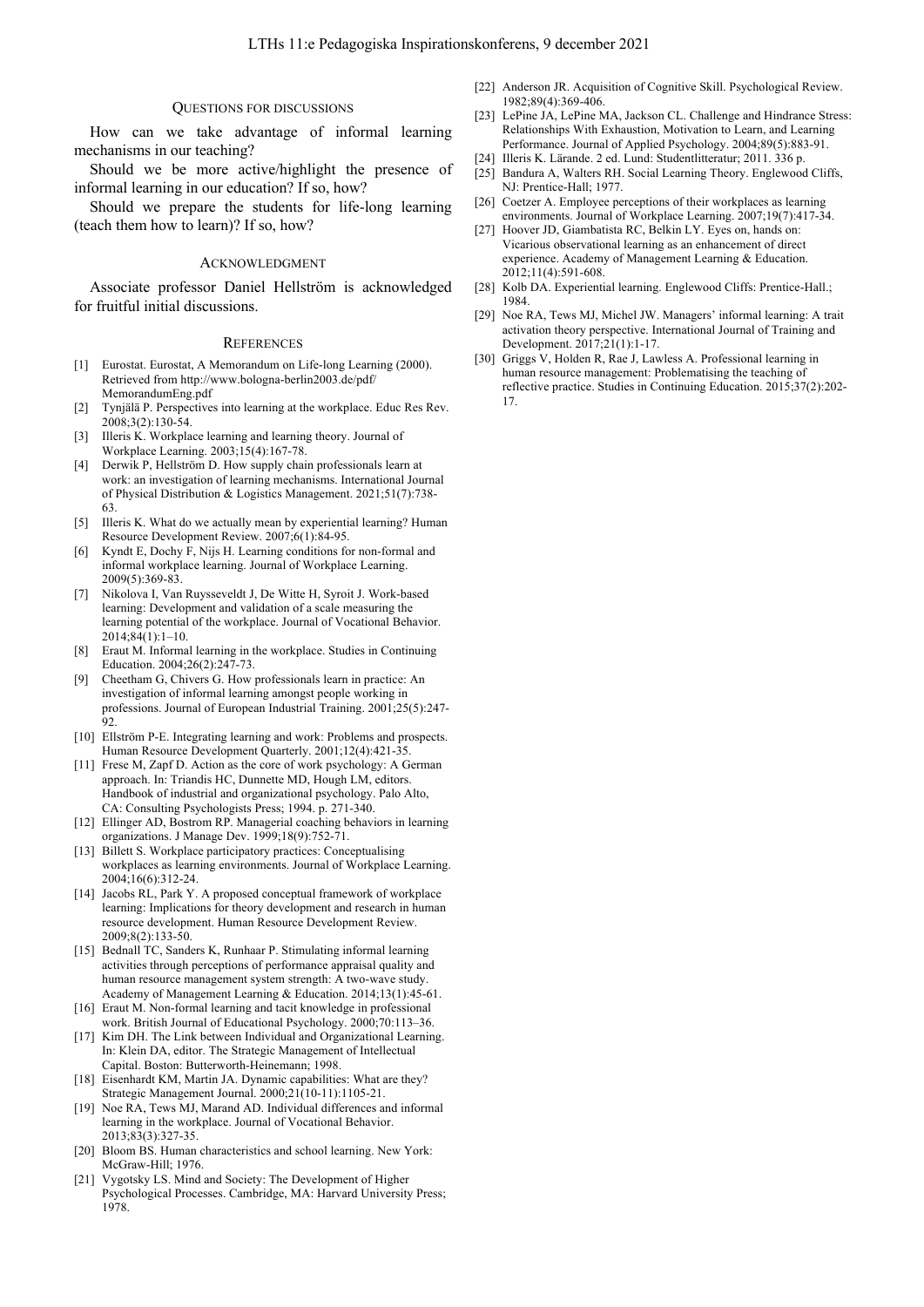### Questions for discussions

How can we take advantage of informal learning mechanisms in our teaching?

Should we be more active/highlight the presence of informal learning in our education? If so, how?

Should we prepare the students for life-long learning (teach them how to learn)? If so, how?

### Acknowledgment

Associate professor Daniel Hellström is acknowledged for fruitful initial discussions.

### References

[1] Eurostat. Eurostat, A Memorandum on Life-long Learning (2000). Retrieved from http://www.bologna-berlin2003.de/pdf/MemorandumEng.pdf

[2] Tynjälä P. Perspectives into learning at the workplace. Educ Res Rev. 2008;3(2):130-54.

[3] Illeris K. Workplace learning and learning theory. Journal of Workplace Learning. 2003;15(4):167-78.

[4] Derwik P, Hellström D. How supply chain professionals learn at work: an investigation of learning mechanisms. International Journal of Physical Distribution & Logistics Management. 2021;51(7):738-63.

[5] Illeris K. What do we actually mean by experiential learning? Human Resource Development Review. 2007;6(1):84-95.

[6] Kyndt E, Dochy F, Nijs H. Learning conditions for non-formal and informal workplace learning. Journal of Workplace Learning. 2009(5):369-83.

[7] Nikolova I, Van Ruysseveldt J, De Witte H, Syroit J. Work-based learning: Development and validation of a scale measuring the learning potential of the workplace. Journal of Vocational Behavior. 2014;84(1):1–10.

[8] Eraut M. Informal learning in the workplace. Studies in Continuing Education. 2004;26(2):247-73.

[9] Cheetham G, Chivers G. How professionals learn in practice: An investigation of informal learning amongst people working in professions. Journal of European Industrial Training. 2001;25(5):247-92.

[10] Ellström P-E. Integrating learning and work: Problems and prospects. Human Resource Development Quarterly. 2001;12(4):421-35.

[11] Frese M, Zapf D. Action as the core of work psychology: A German approach. In: Triandis HC, Dunnette MD, Hough LM, editors. Handbook of industrial and organizational psychology. Palo Alto, CA: Consulting Psychologists Press; 1994. p. 271-340.

[12] Ellinger AD, Bostrom RP. Managerial coaching behaviors in learning organizations. J Manage Dev. 1999;18(9):752-71.

[13] Billett S. Workplace participatory practices: Conceptualising workplaces as learning environments. Journal of Workplace Learning. 2004;16(6):312-24.

[14] Jacobs RL, Park Y. A proposed conceptual framework of workplace learning: Implications for theory development and research in human resource development. Human Resource Development Review. 2009;8(2):133-50.

[15] Bednall TC, Sanders K, Runhaar P. Stimulating informal learning activities through perceptions of performance appraisal quality and human resource management system strength: A two-wave study. Academy of Management Learning & Education. 2014;13(1):45-61.

[16] Eraut M. Non-formal learning and tacit knowledge in professional work. British Journal of Educational Psychology. 2000;70:113–36.

[17] Kim DH. The Link between Individual and Organizational Learning. In: Klein DA, editor. The Strategic Management of Intellectual Capital. Boston: Butterworth-Heinemann; 1998.

[18] Eisenhardt KM, Martin JA. Dynamic capabilities: What are they? Strategic Management Journal. 2000;21(10-11):1105-21.

[19] Noe RA, Tews MJ, Marand AD. Individual differences and informal learning in the workplace. Journal of Vocational Behavior. 2013;83(3):327-35.

[20] Bloom BS. Human characteristics and school learning. New York: McGraw-Hill; 1976.

[21] Vygotsky LS. Mind and Society: The Development of Higher Psychological Processes. Cambridge, MA: Harvard University Press; 1978.

[22] Anderson JR. Acquisition of Cognitive Skill. Psychological Review. 1982;89(4):369-406.

[23] LePine JA, LePine MA, Jackson CL. Challenge and Hindrance Stress: Relationships With Exhaustion, Motivation to Learn, and Learning Performance. Journal of Applied Psychology. 2004;89(5):883-91.

[24] Illeris K. Lärande. 2 ed. Lund: Studentlitteratur; 2011. 336 p.

[25] Bandura A, Walters RH. Social Learning Theory. Englewood Cliffs, NJ: Prentice-Hall; 1977.

[26] Coetzer A. Employee perceptions of their workplaces as learning environments. Journal of Workplace Learning. 2007;19(7):417-34.

[27] Hoover JD, Giambatista RC, Belkin LY. Eyes on, hands on: Vicarious observational learning as an enhancement of direct experience. Academy of Management Learning & Education. 2012;11(4):591-608.

[28] Kolb DA. Experiential learning. Englewood Cliffs: Prentice-Hall.; 1984.

[29] Noe RA, Tews MJ, Michel JW. Managers' informal learning: A trait activation theory perspective. International Journal of Training and Development. 2017;21(1):1-17.

[30] Griggs V, Holden R, Rae J, Lawless A. Professional learning in human resource management: Problematising the teaching of reflective practice. Studies in Continuing Education. 2015;37(2):202-17.